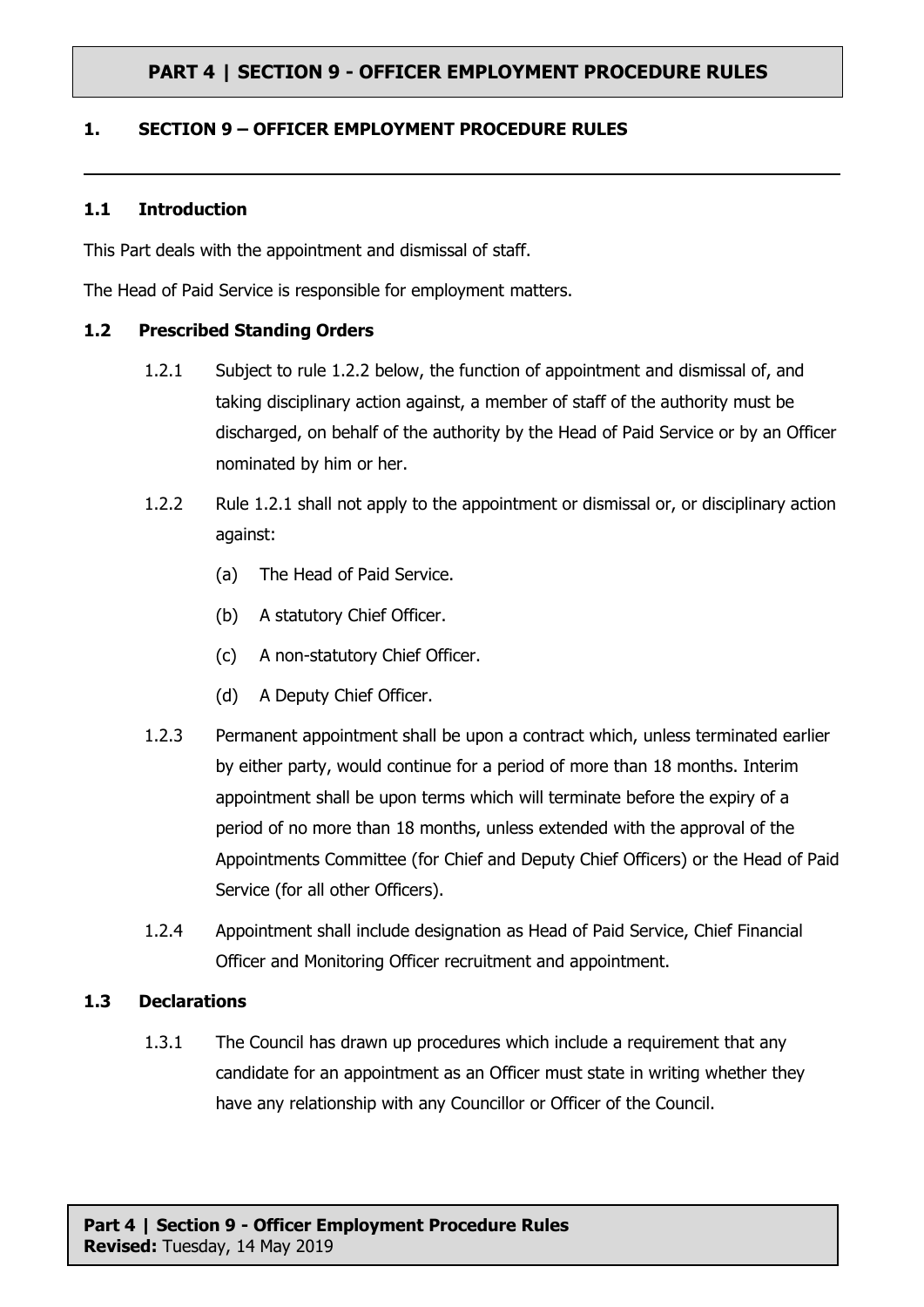# PART 4 | SECTION 9 - OFFICER EMPLOYMENT PROCEDURE RULES

## 1. SECTION 9 – OFFICER EMPLOYMENT PROCEDURE RULES

### 1.1 Introduction

This Part deals with the appointment and dismissal of staff.

The Head of Paid Service is responsible for employment matters.

### 1.2 Prescribed Standing Orders

1.2.1 Subject to rule 1.2.2 below, the function of appointment and dismissal of, and taking disciplinary action against, a member of staff of the authority must be discharged, on behalf of the authority by the Head of Paid Service or by an Officer nominated by him or her.

1.2.2 Rule 1.2.1 shall not apply to the appointment or dismissal or, or disciplinary action against:

- (a) The Head of Paid Service.
- (b) A statutory Chief Officer.
- (c) A non-statutory Chief Officer.
- (d) A Deputy Chief Officer.

1.2.3 Permanent appointment shall be upon a contract which, unless terminated earlier by either party, would continue for a period of more than 18 months. Interim appointment shall be upon terms which will terminate before the expiry of a period of no more than 18 months, unless extended with the approval of the Appointments Committee (for Chief and Deputy Chief Officers) or the Head of Paid Service (for all other Officers).

1.2.4 Appointment shall include designation as Head of Paid Service, Chief Financial Officer and Monitoring Officer recruitment and appointment.

### 1.3 Declarations

1.3.1 The Council has drawn up procedures which include a requirement that any candidate for an appointment as an Officer must state in writing whether they have any relationship with any Councillor or Officer of the Council.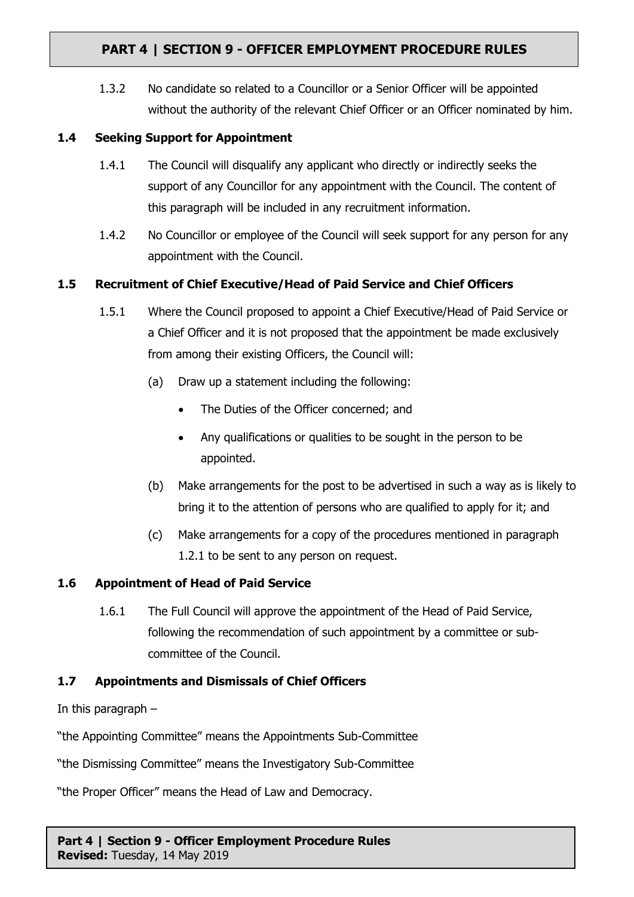1.3.2 No candidate so related to a Councillor or a Senior Officer will be appointed without the authority of the relevant Chief Officer or an Officer nominated by him.

### 1.4 Seeking Support for Appointment

1.4.1 The Council will disqualify any applicant who directly or indirectly seeks the support of any Councillor for any appointment with the Council. The content of this paragraph will be included in any recruitment information.

1.4.2 No Councillor or employee of the Council will seek support for any person for any appointment with the Council.

### 1.5 Recruitment of Chief Executive/Head of Paid Service and Chief Officers

1.5.1 Where the Council proposed to appoint a Chief Executive/Head of Paid Service or a Chief Officer and it is not proposed that the appointment be made exclusively from among their existing Officers, the Council will:

(a) Draw up a statement including the following:

- The Duties of the Officer concerned; and
- Any qualifications or qualities to be sought in the person to be appointed.

(b) Make arrangements for the post to be advertised in such a way as is likely to bring it to the attention of persons who are qualified to apply for it; and

(c) Make arrangements for a copy of the procedures mentioned in paragraph 1.2.1 to be sent to any person on request.

### 1.6 Appointment of Head of Paid Service

1.6.1 The Full Council will approve the appointment of the Head of Paid Service, following the recommendation of such appointment by a committee or sub-committee of the Council.

### 1.7 Appointments and Dismissals of Chief Officers

In this paragraph –

"the Appointing Committee" means the Appointments Sub-Committee

"the Dismissing Committee" means the Investigatory Sub-Committee

"the Proper Officer" means the Head of Law and Democracy.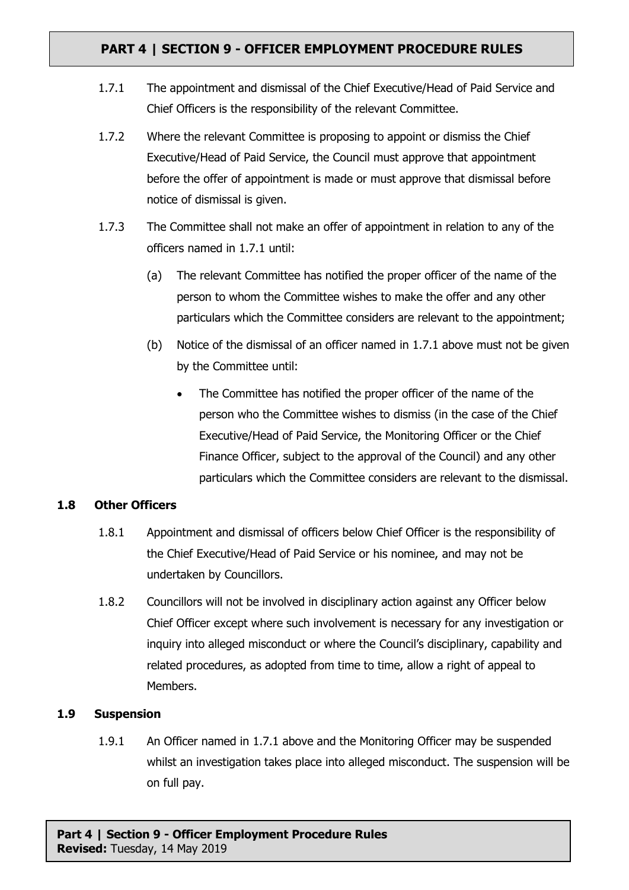1.7.1 The appointment and dismissal of the Chief Executive/Head of Paid Service and Chief Officers is the responsibility of the relevant Committee.

1.7.2 Where the relevant Committee is proposing to appoint or dismiss the Chief Executive/Head of Paid Service, the Council must approve that appointment before the offer of appointment is made or must approve that dismissal before notice of dismissal is given.

1.7.3 The Committee shall not make an offer of appointment in relation to any of the officers named in 1.7.1 until:

(a) The relevant Committee has notified the proper officer of the name of the person to whom the Committee wishes to make the offer and any other particulars which the Committee considers are relevant to the appointment;

(b) Notice of the dismissal of an officer named in 1.7.1 above must not be given by the Committee until:

- The Committee has notified the proper officer of the name of the person who the Committee wishes to dismiss (in the case of the Chief Executive/Head of Paid Service, the Monitoring Officer or the Chief Finance Officer, subject to the approval of the Council) and any other particulars which the Committee considers are relevant to the dismissal.

### 1.8 Other Officers

1.8.1 Appointment and dismissal of officers below Chief Officer is the responsibility of the Chief Executive/Head of Paid Service or his nominee, and may not be undertaken by Councillors.

1.8.2 Councillors will not be involved in disciplinary action against any Officer below Chief Officer except where such involvement is necessary for any investigation or inquiry into alleged misconduct or where the Council's disciplinary, capability and related procedures, as adopted from time to time, allow a right of appeal to Members.

### 1.9 Suspension

1.9.1 An Officer named in 1.7.1 above and the Monitoring Officer may be suspended whilst an investigation takes place into alleged misconduct. The suspension will be on full pay.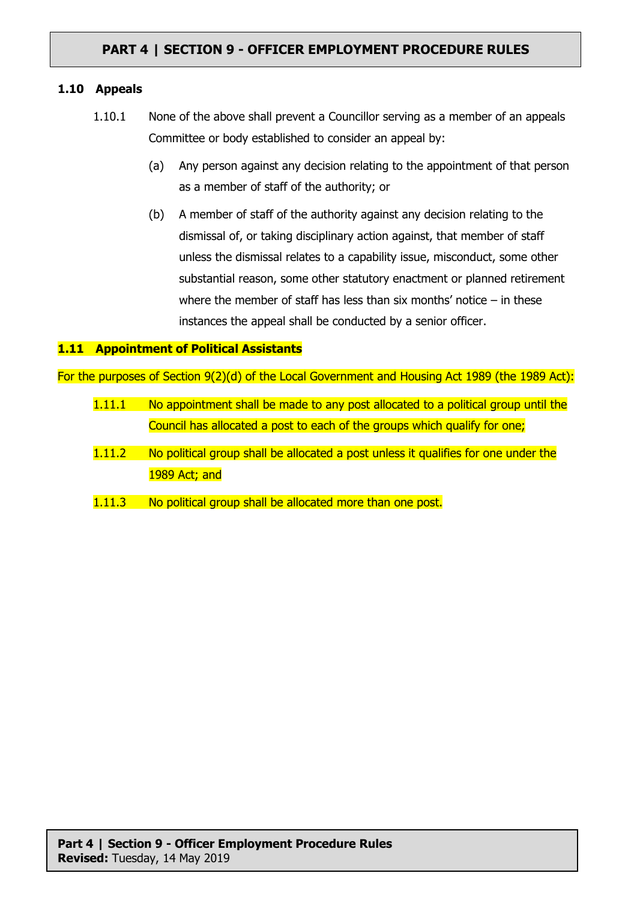### 1.10 Appeals

1.10.1 None of the above shall prevent a Councillor serving as a member of an appeals Committee or body established to consider an appeal by:

(a) Any person against any decision relating to the appointment of that person as a member of staff of the authority; or

(b) A member of staff of the authority against any decision relating to the dismissal of, or taking disciplinary action against, that member of staff unless the dismissal relates to a capability issue, misconduct, some other substantial reason, some other statutory enactment or planned retirement where the member of staff has less than six months' notice – in these instances the appeal shall be conducted by a senior officer.

### 1.11 Appointment of Political Assistants

For the purposes of Section 9(2)(d) of the Local Government and Housing Act 1989 (the 1989 Act):

1.11.1 No appointment shall be made to any post allocated to a political group until the Council has allocated a post to each of the groups which qualify for one;

1.11.2 No political group shall be allocated a post unless it qualifies for one under the 1989 Act; and

1.11.3 No political group shall be allocated more than one post.